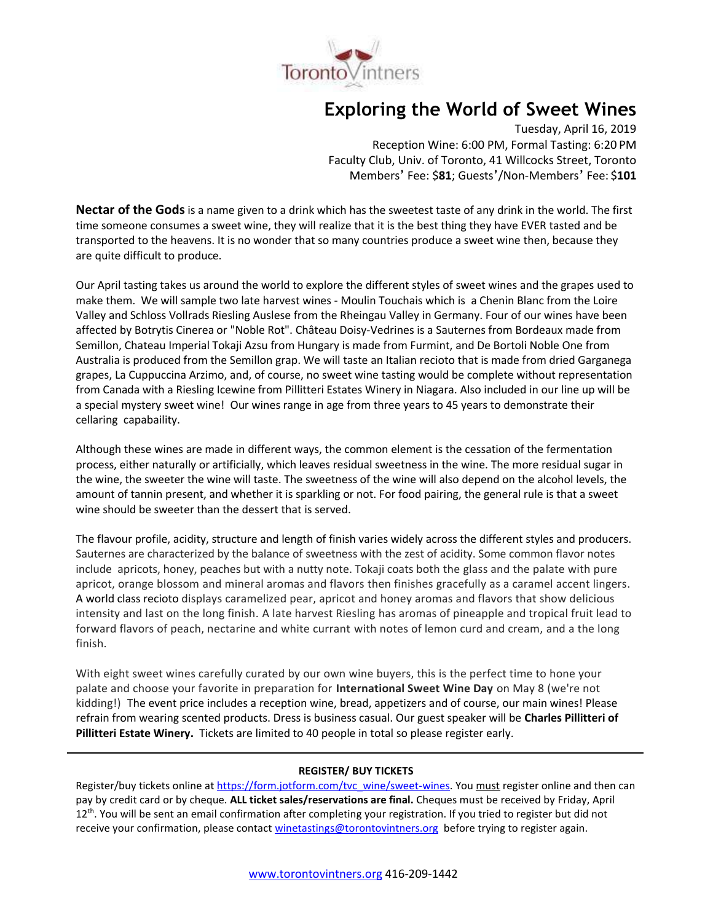Toronto Vintners

# Exploring the World of Sweet Wines

Tuesday, April 16, 2019
Reception Wine: 6:00 PM, Formal Tasting: 6:20 PM
Faculty Club, Univ. of Toronto, 41 Willcocks Street, Toronto
Members' Fee: $**81**; Guests'/Non-Members' Fee: $**101**

**Nectar of the Gods** is a name given to a drink which has the sweetest taste of any drink in the world. The first time someone consumes a sweet wine, they will realize that it is the best thing they have EVER tasted and be transported to the heavens. It is no wonder that so many countries produce a sweet wine then, because they are quite difficult to produce.

Our April tasting takes us around the world to explore the different styles of sweet wines and the grapes used to make them. We will sample two late harvest wines - Moulin Touchais which is a Chenin Blanc from the Loire Valley and Schloss Vollrads Riesling Auslese from the Rheingau Valley in Germany. Four of our wines have been affected by Botrytis Cinerea or "Noble Rot". Château Doisy-Vedrines is a Sauternes from Bordeaux made from Semillon, Chateau Imperial Tokaji Azsu from Hungary is made from Furmint, and De Bortoli Noble One from Australia is produced from the Semillon grap. We will taste an Italian recioto that is made from dried Garganega grapes, La Cuppuccina Arzimo, and, of course, no sweet wine tasting would be complete without representation from Canada with a Riesling Icewine from Pillitteri Estates Winery in Niagara. Also included in our line up will be a special mystery sweet wine! Our wines range in age from three years to 45 years to demonstrate their cellaring capabaility.

Although these wines are made in different ways, the common element is the cessation of the fermentation process, either naturally or artificially, which leaves residual sweetness in the wine. The more residual sugar in the wine, the sweeter the wine will taste. The sweetness of the wine will also depend on the alcohol levels, the amount of tannin present, and whether it is sparkling or not. For food pairing, the general rule is that a sweet wine should be sweeter than the dessert that is served.

The flavour profile, acidity, structure and length of finish varies widely across the different styles and producers. Sauternes are characterized by the balance of sweetness with the zest of acidity. Some common flavor notes include apricots, honey, peaches but with a nutty note. Tokaji coats both the glass and the palate with pure apricot, orange blossom and mineral aromas and flavors then finishes gracefully as a caramel accent lingers. A world class recioto displays caramelized pear, apricot and honey aromas and flavors that show delicious intensity and last on the long finish. A late harvest Riesling has aromas of pineapple and tropical fruit lead to forward flavors of peach, nectarine and white currant with notes of lemon curd and cream, and a the long finish.

With eight sweet wines carefully curated by our own wine buyers, this is the perfect time to hone your palate and choose your favorite in preparation for **International Sweet Wine Day** on May 8 (we're not kidding!) The event price includes a reception wine, bread, appetizers and of course, our main wines! Please refrain from wearing scented products. Dress is business casual. Our guest speaker will be **Charles Pillitteri of Pillitteri Estate Winery.** Tickets are limited to 40 people in total so please register early.

---

**REGISTER/ BUY TICKETS**

Register/buy tickets online at https://form.jotform.com/tvc_wine/sweet-wines. You must register online and then can pay by credit card or by cheque. **ALL ticket sales/reservations are final.** Cheques must be received by Friday, April 12th. You will be sent an email confirmation after completing your registration. If you tried to register but did not receive your confirmation, please contact winetastings@torontovintners.org before trying to register again.

www.torontovintners.org 416-209-1442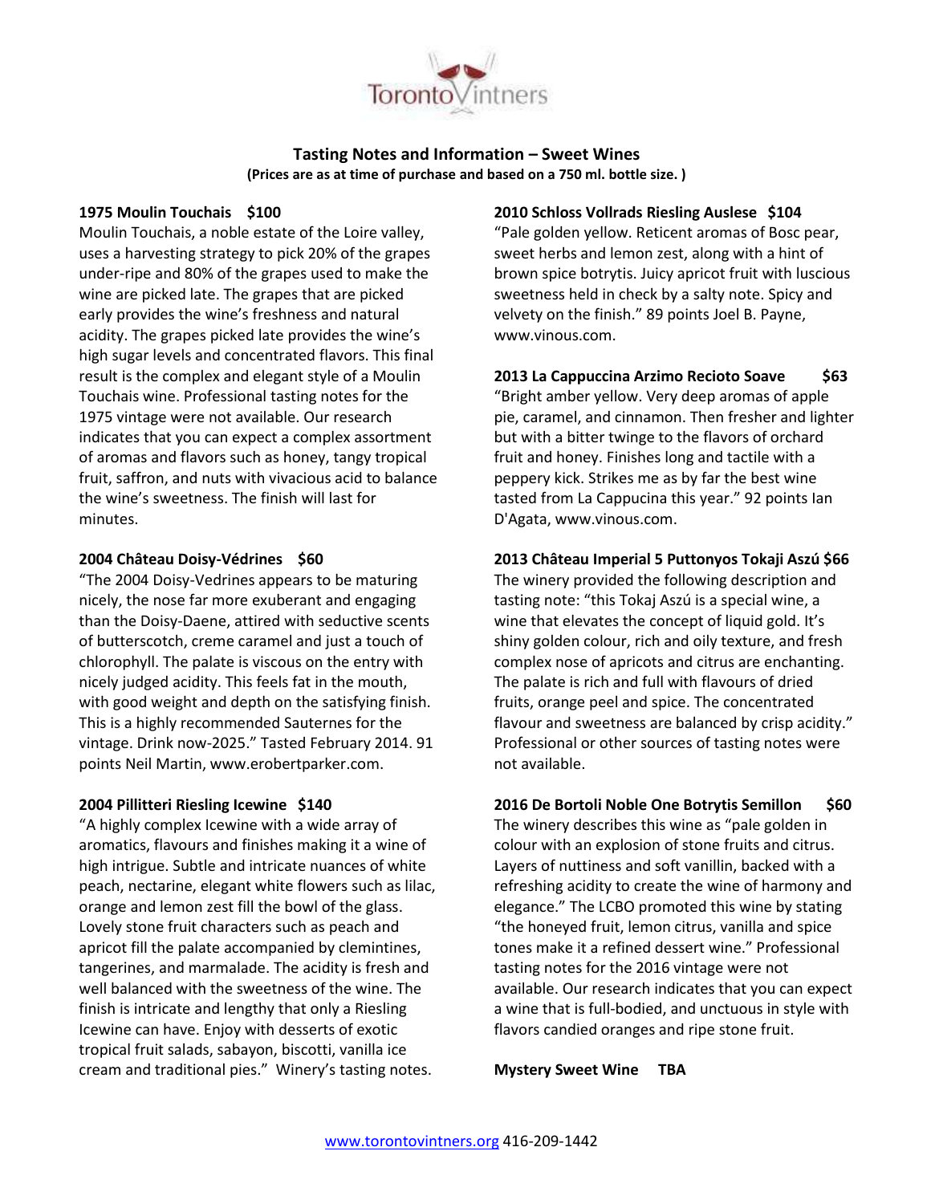Toronto Vintners

## Tasting Notes and Information – Sweet Wines

**(Prices are as at time of purchase and based on a 750 ml. bottle size. )**

**1975 Moulin Touchais $100**

Moulin Touchais, a noble estate of the Loire valley, uses a harvesting strategy to pick 20% of the grapes under-ripe and 80% of the grapes used to make the wine are picked late. The grapes that are picked early provides the wine's freshness and natural acidity. The grapes picked late provides the wine's high sugar levels and concentrated flavors. This final result is the complex and elegant style of a Moulin Touchais wine. Professional tasting notes for the 1975 vintage were not available. Our research indicates that you can expect a complex assortment of aromas and flavors such as honey, tangy tropical fruit, saffron, and nuts with vivacious acid to balance the wine's sweetness. The finish will last for minutes.

**2004 Château Doisy-Védrines $60**

"The 2004 Doisy-Vedrines appears to be maturing nicely, the nose far more exuberant and engaging than the Doisy-Daene, attired with seductive scents of butterscotch, creme caramel and just a touch of chlorophyll. The palate is viscous on the entry with nicely judged acidity. This feels fat in the mouth, with good weight and depth on the satisfying finish. This is a highly recommended Sauternes for the vintage. Drink now-2025." Tasted February 2014. 91 points Neil Martin, www.erobertparker.com.

**2004 Pillitteri Riesling Icewine $140**

"A highly complex Icewine with a wide array of aromatics, flavours and finishes making it a wine of high intrigue. Subtle and intricate nuances of white peach, nectarine, elegant white flowers such as lilac, orange and lemon zest fill the bowl of the glass. Lovely stone fruit characters such as peach and apricot fill the palate accompanied by clemintines, tangerines, and marmalade. The acidity is fresh and well balanced with the sweetness of the wine. The finish is intricate and lengthy that only a Riesling Icewine can have. Enjoy with desserts of exotic tropical fruit salads, sabayon, biscotti, vanilla ice cream and traditional pies." Winery's tasting notes.

**2010 Schloss Vollrads Riesling Auslese $104**

"Pale golden yellow. Reticent aromas of Bosc pear, sweet herbs and lemon zest, along with a hint of brown spice botrytis. Juicy apricot fruit with luscious sweetness held in check by a salty note. Spicy and velvety on the finish." 89 points Joel B. Payne, www.vinous.com.

**2013 La Cappuccina Arzimo Recioto Soave $63**

"Bright amber yellow. Very deep aromas of apple pie, caramel, and cinnamon. Then fresher and lighter but with a bitter twinge to the flavors of orchard fruit and honey. Finishes long and tactile with a peppery kick. Strikes me as by far the best wine tasted from La Cappucina this year." 92 points Ian D'Agata, www.vinous.com.

**2013 Château Imperial 5 Puttonyos Tokaji Aszú $66**

The winery provided the following description and tasting note: "this Tokaj Aszú is a special wine, a wine that elevates the concept of liquid gold. It's shiny golden colour, rich and oily texture, and fresh complex nose of apricots and citrus are enchanting. The palate is rich and full with flavours of dried fruits, orange peel and spice. The concentrated flavour and sweetness are balanced by crisp acidity." Professional or other sources of tasting notes were not available.

**2016 De Bortoli Noble One Botrytis Semillon $60**

The winery describes this wine as "pale golden in colour with an explosion of stone fruits and citrus. Layers of nuttiness and soft vanillin, backed with a refreshing acidity to create the wine of harmony and elegance." The LCBO promoted this wine by stating "the honeyed fruit, lemon citrus, vanilla and spice tones make it a refined dessert wine." Professional tasting notes for the 2016 vintage were not available. Our research indicates that you can expect a wine that is full-bodied, and unctuous in style with flavors candied oranges and ripe stone fruit.

**Mystery Sweet Wine TBA**

www.torontovintners.org 416-209-1442